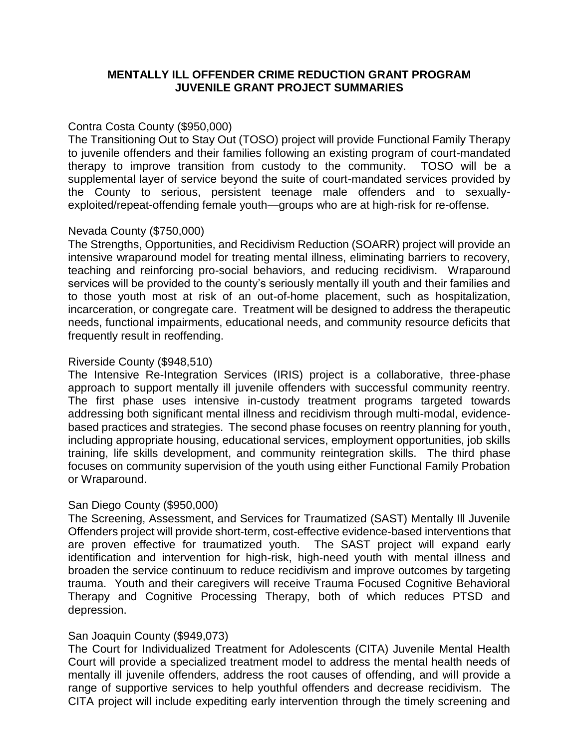# MENTALLY ILL OFFENDER CRIME REDUCTION GRANT PROGRAM
## JUVENILE GRANT PROJECT SUMMARIES

Contra Costa County ($950,000)
The Transitioning Out to Stay Out (TOSO) project will provide Functional Family Therapy to juvenile offenders and their families following an existing program of court-mandated therapy to improve transition from custody to the community. TOSO will be a supplemental layer of service beyond the suite of court-mandated services provided by the County to serious, persistent teenage male offenders and to sexually-exploited/repeat-offending female youth—groups who are at high-risk for re-offense.

Nevada County ($750,000)
The Strengths, Opportunities, and Recidivism Reduction (SOARR) project will provide an intensive wraparound model for treating mental illness, eliminating barriers to recovery, teaching and reinforcing pro-social behaviors, and reducing recidivism. Wraparound services will be provided to the county's seriously mentally ill youth and their families and to those youth most at risk of an out-of-home placement, such as hospitalization, incarceration, or congregate care. Treatment will be designed to address the therapeutic needs, functional impairments, educational needs, and community resource deficits that frequently result in reoffending.

Riverside County ($948,510)
The Intensive Re-Integration Services (IRIS) project is a collaborative, three-phase approach to support mentally ill juvenile offenders with successful community reentry. The first phase uses intensive in-custody treatment programs targeted towards addressing both significant mental illness and recidivism through multi-modal, evidence-based practices and strategies. The second phase focuses on reentry planning for youth, including appropriate housing, educational services, employment opportunities, job skills training, life skills development, and community reintegration skills. The third phase focuses on community supervision of the youth using either Functional Family Probation or Wraparound.

San Diego County ($950,000)
The Screening, Assessment, and Services for Traumatized (SAST) Mentally Ill Juvenile Offenders project will provide short-term, cost-effective evidence-based interventions that are proven effective for traumatized youth. The SAST project will expand early identification and intervention for high-risk, high-need youth with mental illness and broaden the service continuum to reduce recidivism and improve outcomes by targeting trauma. Youth and their caregivers will receive Trauma Focused Cognitive Behavioral Therapy and Cognitive Processing Therapy, both of which reduces PTSD and depression.

San Joaquin County ($949,073)
The Court for Individualized Treatment for Adolescents (CITA) Juvenile Mental Health Court will provide a specialized treatment model to address the mental health needs of mentally ill juvenile offenders, address the root causes of offending, and will provide a range of supportive services to help youthful offenders and decrease recidivism. The CITA project will include expediting early intervention through the timely screening and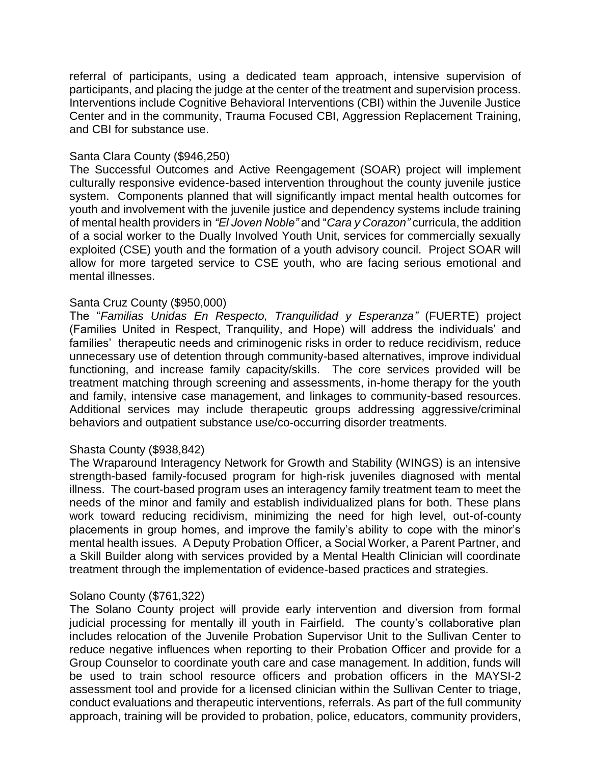referral of participants, using a dedicated team approach, intensive supervision of participants, and placing the judge at the center of the treatment and supervision process. Interventions include Cognitive Behavioral Interventions (CBI) within the Juvenile Justice Center and in the community, Trauma Focused CBI, Aggression Replacement Training, and CBI for substance use.

Santa Clara County ($946,250)
The Successful Outcomes and Active Reengagement (SOAR) project will implement culturally responsive evidence-based intervention throughout the county juvenile justice system. Components planned that will significantly impact mental health outcomes for youth and involvement with the juvenile justice and dependency systems include training of mental health providers in *"El Joven Noble"* and "*Cara y Corazon"* curricula, the addition of a social worker to the Dually Involved Youth Unit, services for commercially sexually exploited (CSE) youth and the formation of a youth advisory council. Project SOAR will allow for more targeted service to CSE youth, who are facing serious emotional and mental illnesses.

Santa Cruz County ($950,000)
The "*Familias Unidas En Respecto, Tranquilidad y Esperanza"* (FUERTE) project (Families United in Respect, Tranquility, and Hope) will address the individuals' and families' therapeutic needs and criminogenic risks in order to reduce recidivism, reduce unnecessary use of detention through community-based alternatives, improve individual functioning, and increase family capacity/skills. The core services provided will be treatment matching through screening and assessments, in-home therapy for the youth and family, intensive case management, and linkages to community-based resources. Additional services may include therapeutic groups addressing aggressive/criminal behaviors and outpatient substance use/co-occurring disorder treatments.

Shasta County ($938,842)
The Wraparound Interagency Network for Growth and Stability (WINGS) is an intensive strength-based family-focused program for high-risk juveniles diagnosed with mental illness. The court-based program uses an interagency family treatment team to meet the needs of the minor and family and establish individualized plans for both. These plans work toward reducing recidivism, minimizing the need for high level, out-of-county placements in group homes, and improve the family's ability to cope with the minor's mental health issues. A Deputy Probation Officer, a Social Worker, a Parent Partner, and a Skill Builder along with services provided by a Mental Health Clinician will coordinate treatment through the implementation of evidence-based practices and strategies.

Solano County ($761,322)
The Solano County project will provide early intervention and diversion from formal judicial processing for mentally ill youth in Fairfield. The county's collaborative plan includes relocation of the Juvenile Probation Supervisor Unit to the Sullivan Center to reduce negative influences when reporting to their Probation Officer and provide for a Group Counselor to coordinate youth care and case management. In addition, funds will be used to train school resource officers and probation officers in the MAYSI-2 assessment tool and provide for a licensed clinician within the Sullivan Center to triage, conduct evaluations and therapeutic interventions, referrals. As part of the full community approach, training will be provided to probation, police, educators, community providers,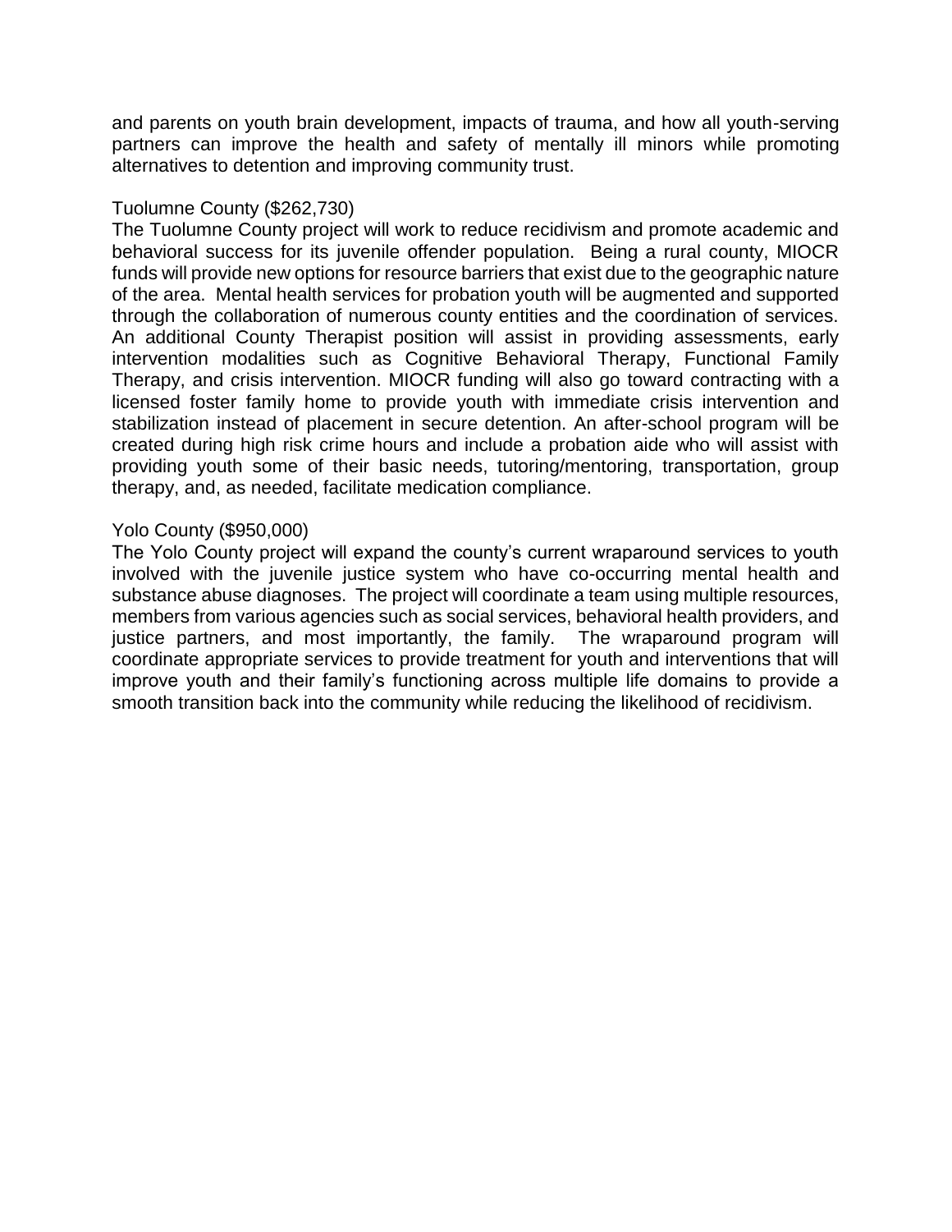and parents on youth brain development, impacts of trauma, and how all youth-serving partners can improve the health and safety of mentally ill minors while promoting alternatives to detention and improving community trust.

Tuolumne County ($262,730)

The Tuolumne County project will work to reduce recidivism and promote academic and behavioral success for its juvenile offender population. Being a rural county, MIOCR funds will provide new options for resource barriers that exist due to the geographic nature of the area. Mental health services for probation youth will be augmented and supported through the collaboration of numerous county entities and the coordination of services. An additional County Therapist position will assist in providing assessments, early intervention modalities such as Cognitive Behavioral Therapy, Functional Family Therapy, and crisis intervention. MIOCR funding will also go toward contracting with a licensed foster family home to provide youth with immediate crisis intervention and stabilization instead of placement in secure detention. An after-school program will be created during high risk crime hours and include a probation aide who will assist with providing youth some of their basic needs, tutoring/mentoring, transportation, group therapy, and, as needed, facilitate medication compliance.

Yolo County ($950,000)

The Yolo County project will expand the county's current wraparound services to youth involved with the juvenile justice system who have co-occurring mental health and substance abuse diagnoses. The project will coordinate a team using multiple resources, members from various agencies such as social services, behavioral health providers, and justice partners, and most importantly, the family. The wraparound program will coordinate appropriate services to provide treatment for youth and interventions that will improve youth and their family's functioning across multiple life domains to provide a smooth transition back into the community while reducing the likelihood of recidivism.